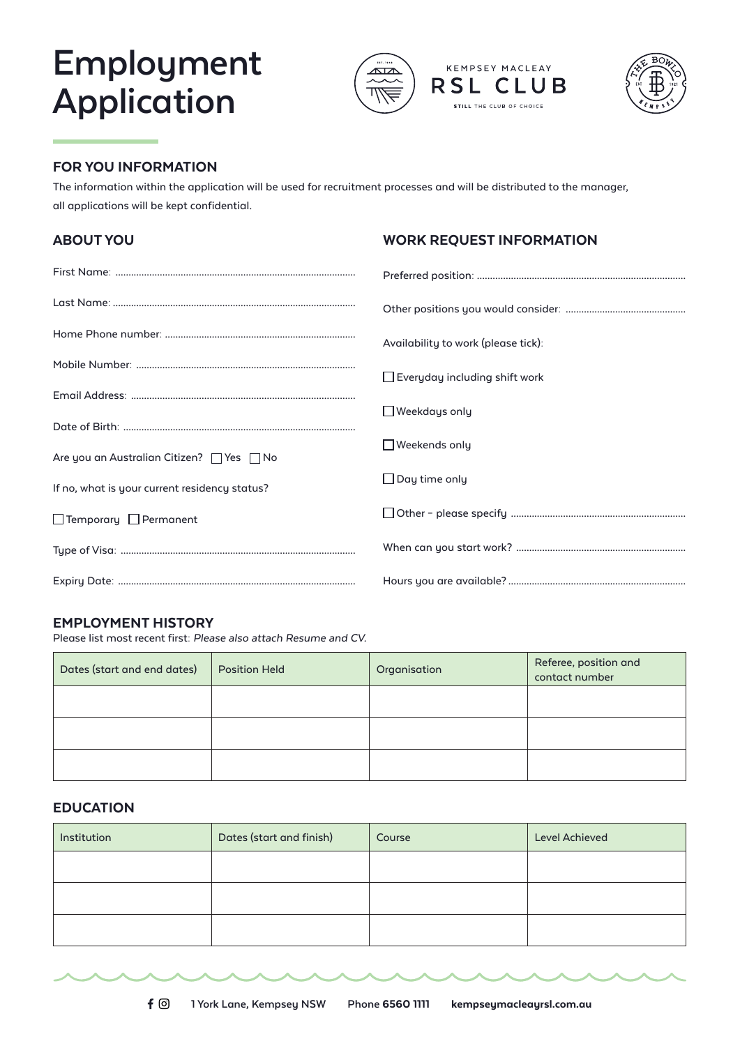# Employment Application

KEMPSEY MACLEAY
RSL CLUB
STILL THE CLUB OF CHOICE

## FOR YOU INFORMATION

The information within the application will be used for recruitment processes and will be distributed to the manager, all applications will be kept confidential.

## ABOUT YOU

First Name: ..........................................................................................

Last Name: ...........................................................................................

Home Phone number: ........................................................................

Mobile Number: ...................................................................................

Email Address: .....................................................................................

Date of Birth: ........................................................................................

Are you an Australian Citizen? ☐ Yes ☐ No

If no, what is your current residency status?

☐ Temporary ☐ Permanent

Type of Visa: .........................................................................................

Expiry Date: ..........................................................................................

## WORK REQUEST INFORMATION

Preferred position: ...............................................................................

Other positions you would consider: .............................................

Availability to work (please tick):

☐ Everyday including shift work

☐ Weekdays only

☐ Weekends only

☐ Day time only

☐ Other – please specify ..................................................................

When can you start work? ................................................................

Hours you are available? ...................................................................

## EMPLOYMENT HISTORY

Please list most recent first: *Please also attach Resume and CV.*

| Dates (start and end dates) | Position Held | Organisation | Referee, position and contact number |
|---|---|---|---|
| | | | |
| | | | |
| | | | |

## EDUCATION

| Institution | Dates (start and finish) | Course | Level Achieved |
|---|---|---|---|
| | | | |
| | | | |
| | | | |

1 York Lane, Kempsey NSW Phone **6560 1111** **kempseymacleayrsl.com.au**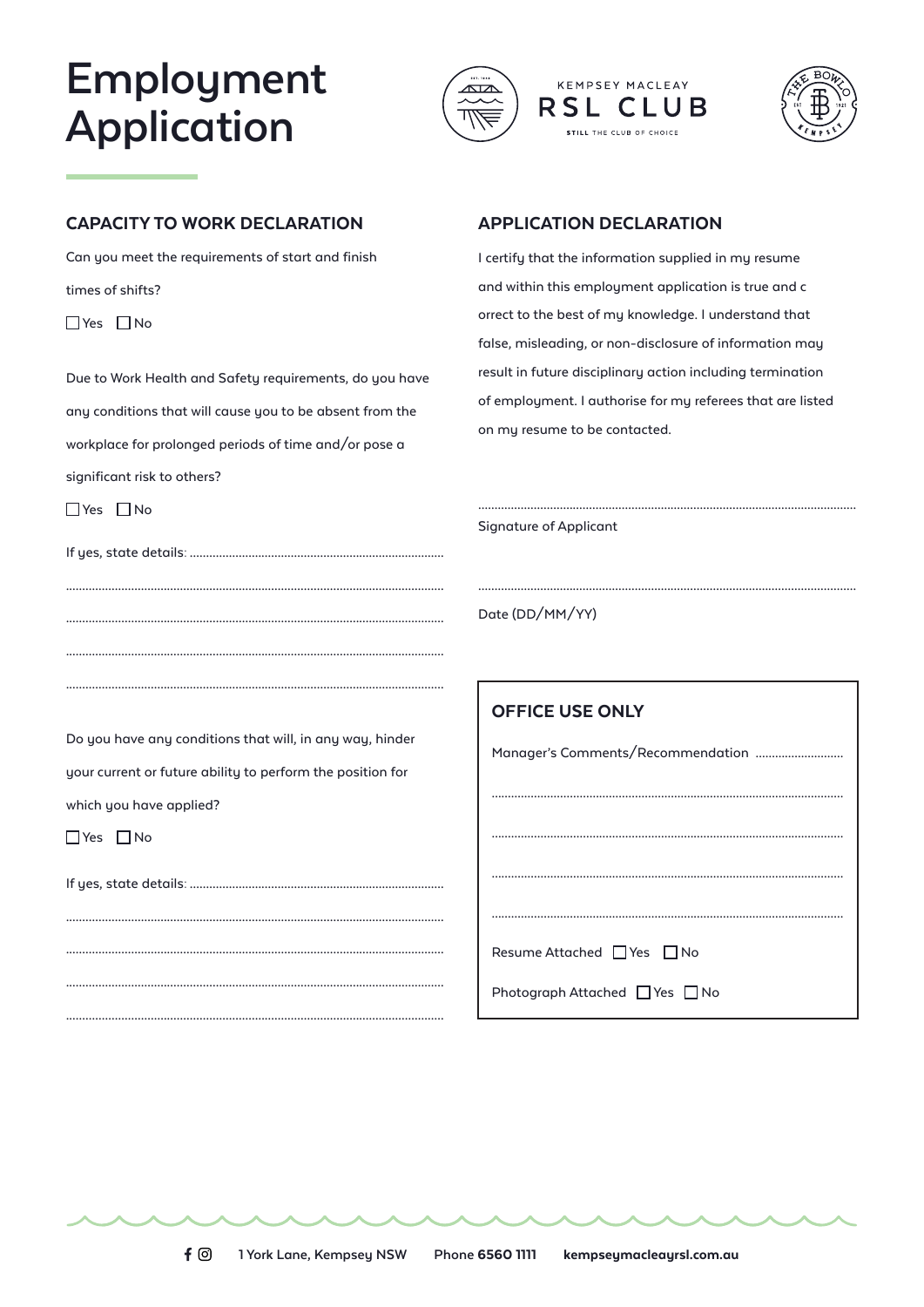# Employment Application

KEMPSEY MACLEAY

RSL CLUB

STILL THE CLUB OF CHOICE

## CAPACITY TO WORK DECLARATION

Can you meet the requirements of start and finish times of shifts?

☐ Yes ☐ No

Due to Work Health and Safety requirements, do you have any conditions that will cause you to be absent from the workplace for prolonged periods of time and/or pose a significant risk to others?

☐ Yes ☐ No

If yes, state details: ..........................................................................

..........................................................................................................

..........................................................................................................

..........................................................................................................

..........................................................................................................

Do you have any conditions that will, in any way, hinder your current or future ability to perform the position for which you have applied?

☐ Yes ☐ No

If yes, state details: ..........................................................................

..........................................................................................................

..........................................................................................................

..........................................................................................................

..........................................................................................................

## APPLICATION DECLARATION

I certify that the information supplied in my resume and within this employment application is true and c orrect to the best of my knowledge. I understand that false, misleading, or non-disclosure of information may result in future disciplinary action including termination of employment. I authorise for my referees that are listed on my resume to be contacted.

..........................................................................................................

Signature of Applicant

..........................................................................................................

Date (DD/MM/YY)

## OFFICE USE ONLY

Manager's Comments/Recommendation ..........................

..........................................................................................................

..........................................................................................................

..........................................................................................................

..........................................................................................................

Resume Attached ☐ Yes ☐ No

Photograph Attached ☐ Yes ☐ No

1 York Lane, Kempsey NSW Phone **6560 1111** **kempseymacleayrsl.com.au**